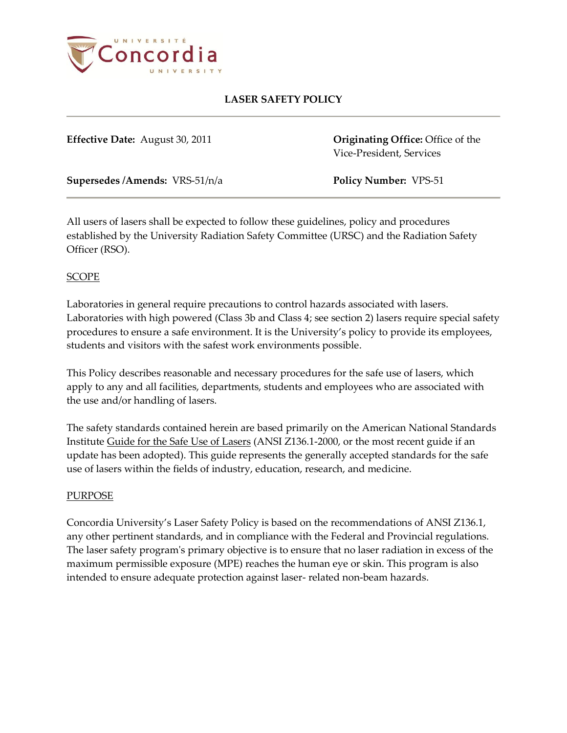# LASER SAFETY POLICY

**Effective Date:** August 30, 2011

**Originating Office:** Office of the Vice-President, Services

**Supersedes /Amends:** VRS-51/n/a

**Policy Number:** VPS-51

All users of lasers shall be expected to follow these guidelines, policy and procedures established by the University Radiation Safety Committee (URSC) and the Radiation Safety Officer (RSO).

## SCOPE

Laboratories in general require precautions to control hazards associated with lasers. Laboratories with high powered (Class 3b and Class 4; see section 2) lasers require special safety procedures to ensure a safe environment. It is the University's policy to provide its employees, students and visitors with the safest work environments possible.

This Policy describes reasonable and necessary procedures for the safe use of lasers, which apply to any and all facilities, departments, students and employees who are associated with the use and/or handling of lasers.

The safety standards contained herein are based primarily on the American National Standards Institute Guide for the Safe Use of Lasers (ANSI Z136.1-2000, or the most recent guide if an update has been adopted). This guide represents the generally accepted standards for the safe use of lasers within the fields of industry, education, research, and medicine.

## PURPOSE

Concordia University's Laser Safety Policy is based on the recommendations of ANSI Z136.1, any other pertinent standards, and in compliance with the Federal and Provincial regulations. The laser safety program's primary objective is to ensure that no laser radiation in excess of the maximum permissible exposure (MPE) reaches the human eye or skin. This program is also intended to ensure adequate protection against laser- related non-beam hazards.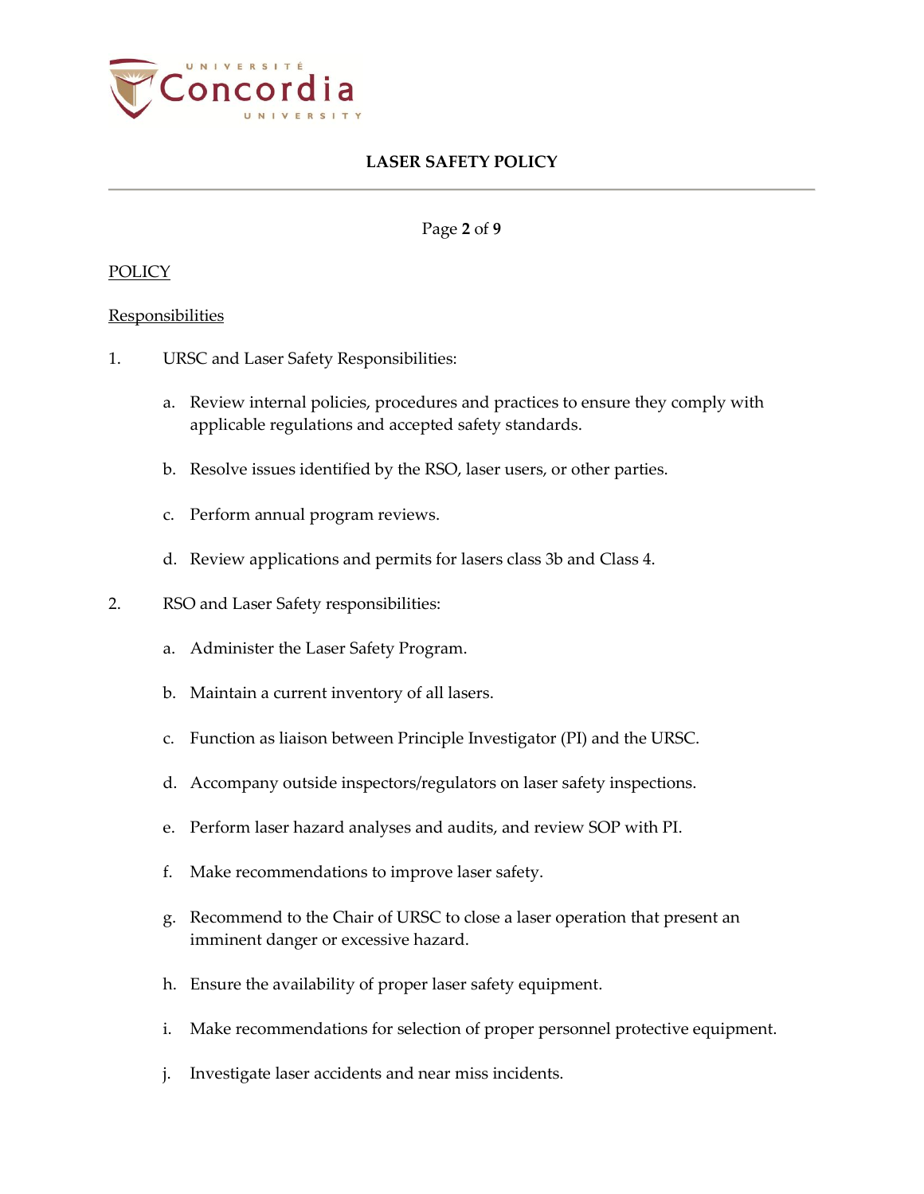POLICY

Responsibilities

1. URSC and Laser Safety Responsibilities:

   a. Review internal policies, procedures and practices to ensure they comply with applicable regulations and accepted safety standards.

   b. Resolve issues identified by the RSO, laser users, or other parties.

   c. Perform annual program reviews.

   d. Review applications and permits for lasers class 3b and Class 4.

2. RSO and Laser Safety responsibilities:

   a. Administer the Laser Safety Program.

   b. Maintain a current inventory of all lasers.

   c. Function as liaison between Principle Investigator (PI) and the URSC.

   d. Accompany outside inspectors/regulators on laser safety inspections.

   e. Perform laser hazard analyses and audits, and review SOP with PI.

   f. Make recommendations to improve laser safety.

   g. Recommend to the Chair of URSC to close a laser operation that present an imminent danger or excessive hazard.

   h. Ensure the availability of proper laser safety equipment.

   i. Make recommendations for selection of proper personnel protective equipment.

   j. Investigate laser accidents and near miss incidents.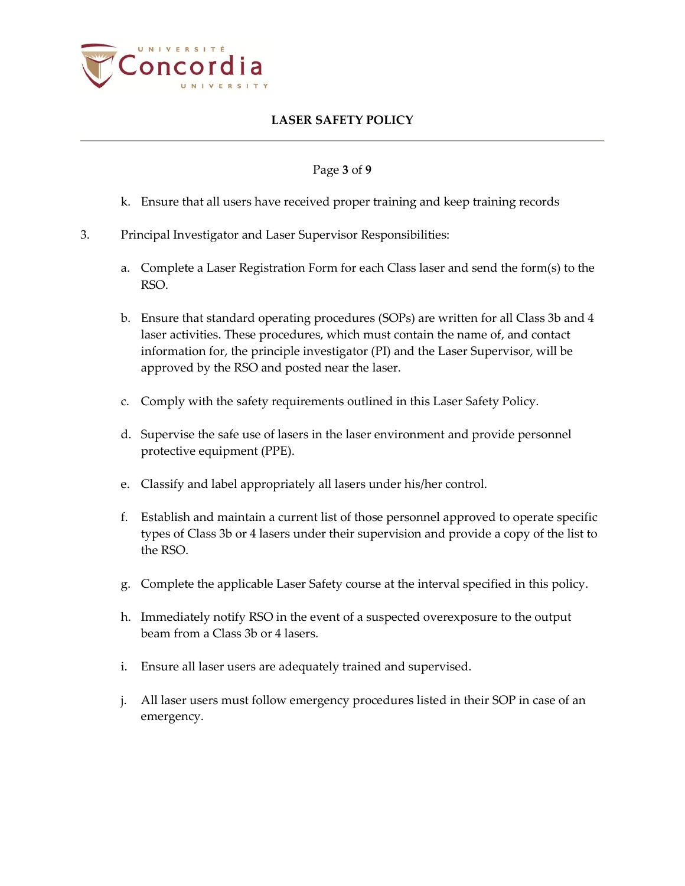k. Ensure that all users have received proper training and keep training records

3. Principal Investigator and Laser Supervisor Responsibilities:

   a. Complete a Laser Registration Form for each Class laser and send the form(s) to the RSO.

   b. Ensure that standard operating procedures (SOPs) are written for all Class 3b and 4 laser activities. These procedures, which must contain the name of, and contact information for, the principle investigator (PI) and the Laser Supervisor, will be approved by the RSO and posted near the laser.

   c. Comply with the safety requirements outlined in this Laser Safety Policy.

   d. Supervise the safe use of lasers in the laser environment and provide personnel protective equipment (PPE).

   e. Classify and label appropriately all lasers under his/her control.

   f. Establish and maintain a current list of those personnel approved to operate specific types of Class 3b or 4 lasers under their supervision and provide a copy of the list to the RSO.

   g. Complete the applicable Laser Safety course at the interval specified in this policy.

   h. Immediately notify RSO in the event of a suspected overexposure to the output beam from a Class 3b or 4 lasers.

   i. Ensure all laser users are adequately trained and supervised.

   j. All laser users must follow emergency procedures listed in their SOP in case of an emergency.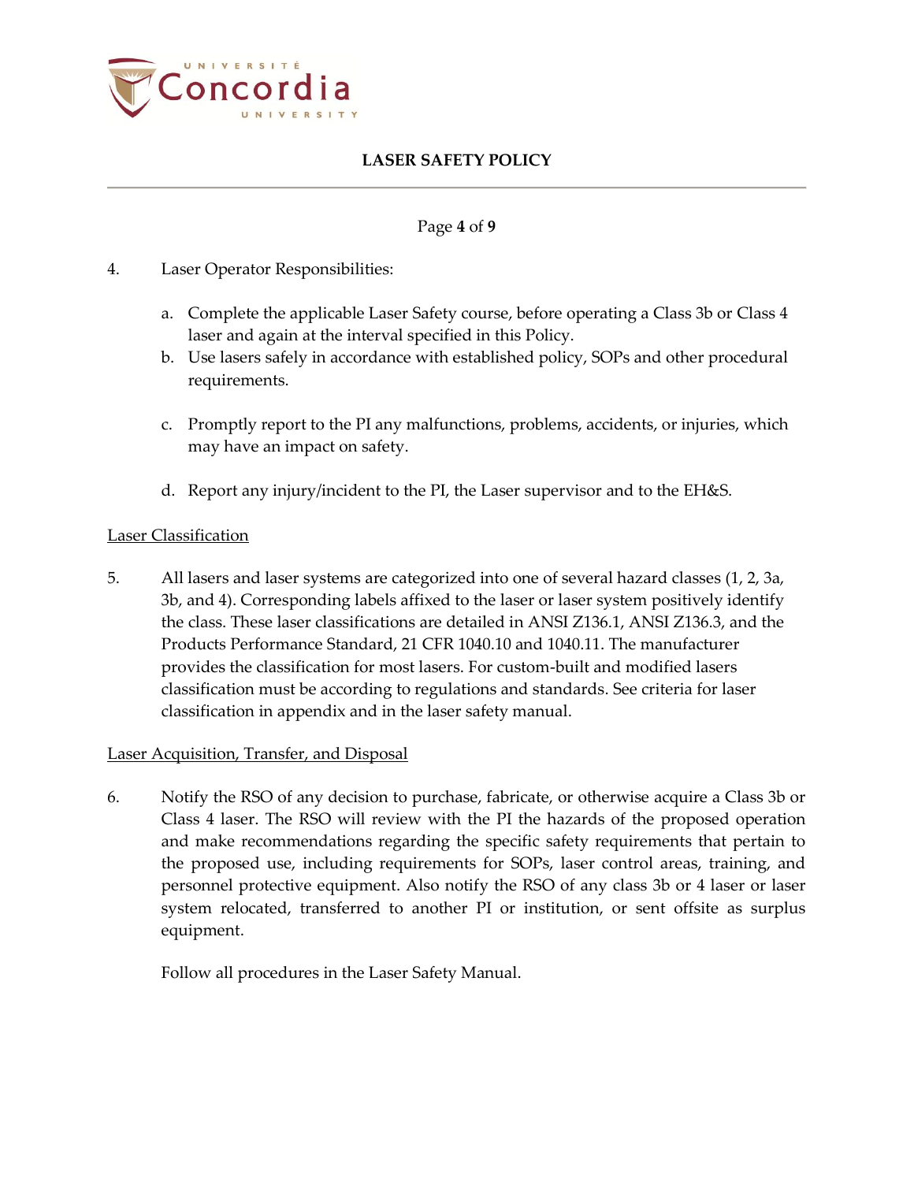4. Laser Operator Responsibilities:

   a. Complete the applicable Laser Safety course, before operating a Class 3b or Class 4 laser and again at the interval specified in this Policy.
   b. Use lasers safely in accordance with established policy, SOPs and other procedural requirements.
   c. Promptly report to the PI any malfunctions, problems, accidents, or injuries, which may have an impact on safety.
   d. Report any injury/incident to the PI, the Laser supervisor and to the EH&S.

<u>Laser Classification</u>

5. All lasers and laser systems are categorized into one of several hazard classes (1, 2, 3a, 3b, and 4). Corresponding labels affixed to the laser or laser system positively identify the class. These laser classifications are detailed in ANSI Z136.1, ANSI Z136.3, and the Products Performance Standard, 21 CFR 1040.10 and 1040.11. The manufacturer provides the classification for most lasers. For custom-built and modified lasers classification must be according to regulations and standards. See criteria for laser classification in appendix and in the laser safety manual.

<u>Laser Acquisition, Transfer, and Disposal</u>

6. Notify the RSO of any decision to purchase, fabricate, or otherwise acquire a Class 3b or Class 4 laser. The RSO will review with the PI the hazards of the proposed operation and make recommendations regarding the specific safety requirements that pertain to the proposed use, including requirements for SOPs, laser control areas, training, and personnel protective equipment. Also notify the RSO of any class 3b or 4 laser or laser system relocated, transferred to another PI or institution, or sent offsite as surplus equipment.

   Follow all procedures in the Laser Safety Manual.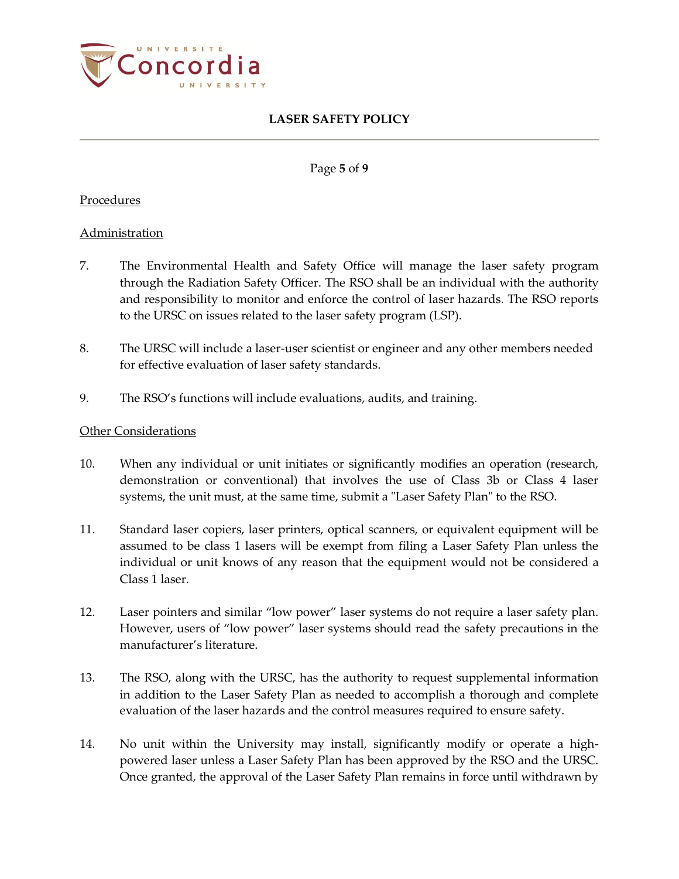Procedures

Administration

7. The Environmental Health and Safety Office will manage the laser safety program through the Radiation Safety Officer. The RSO shall be an individual with the authority and responsibility to monitor and enforce the control of laser hazards. The RSO reports to the URSC on issues related to the laser safety program (LSP).

8. The URSC will include a laser-user scientist or engineer and any other members needed for effective evaluation of laser safety standards.

9. The RSO's functions will include evaluations, audits, and training.

Other Considerations

10. When any individual or unit initiates or significantly modifies an operation (research, demonstration or conventional) that involves the use of Class 3b or Class 4 laser systems, the unit must, at the same time, submit a "Laser Safety Plan" to the RSO.

11. Standard laser copiers, laser printers, optical scanners, or equivalent equipment will be assumed to be class 1 lasers will be exempt from filing a Laser Safety Plan unless the individual or unit knows of any reason that the equipment would not be considered a Class 1 laser.

12. Laser pointers and similar "low power" laser systems do not require a laser safety plan. However, users of "low power" laser systems should read the safety precautions in the manufacturer's literature.

13. The RSO, along with the URSC, has the authority to request supplemental information in addition to the Laser Safety Plan as needed to accomplish a thorough and complete evaluation of the laser hazards and the control measures required to ensure safety.

14. No unit within the University may install, significantly modify or operate a high-powered laser unless a Laser Safety Plan has been approved by the RSO and the URSC. Once granted, the approval of the Laser Safety Plan remains in force until withdrawn by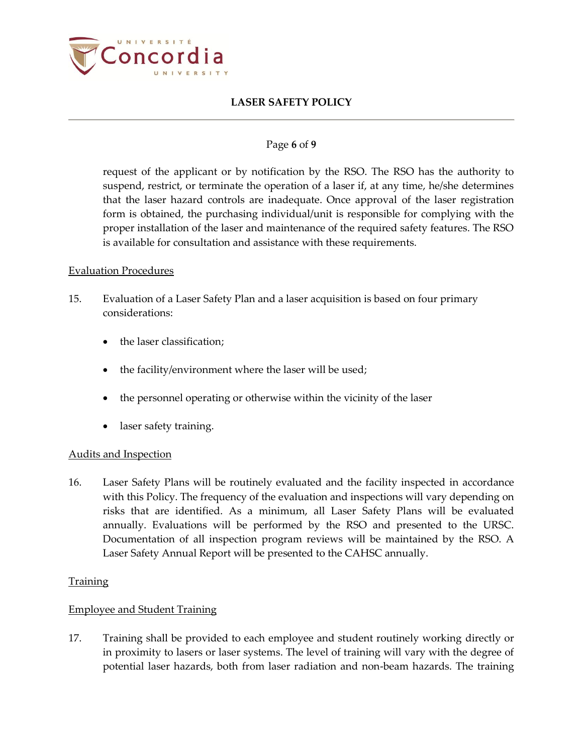request of the applicant or by notification by the RSO. The RSO has the authority to suspend, restrict, or terminate the operation of a laser if, at any time, he/she determines that the laser hazard controls are inadequate. Once approval of the laser registration form is obtained, the purchasing individual/unit is responsible for complying with the proper installation of the laser and maintenance of the required safety features. The RSO is available for consultation and assistance with these requirements.

<u>Evaluation Procedures</u>

15. Evaluation of a Laser Safety Plan and a laser acquisition is based on four primary considerations:

- the laser classification;
- the facility/environment where the laser will be used;
- the personnel operating or otherwise within the vicinity of the laser
- laser safety training.

<u>Audits and Inspection</u>

16. Laser Safety Plans will be routinely evaluated and the facility inspected in accordance with this Policy. The frequency of the evaluation and inspections will vary depending on risks that are identified. As a minimum, all Laser Safety Plans will be evaluated annually. Evaluations will be performed by the RSO and presented to the URSC. Documentation of all inspection program reviews will be maintained by the RSO. A Laser Safety Annual Report will be presented to the CAHSC annually.

<u>Training</u>

<u>Employee and Student Training</u>

17. Training shall be provided to each employee and student routinely working directly or in proximity to lasers or laser systems. The level of training will vary with the degree of potential laser hazards, both from laser radiation and non-beam hazards. The training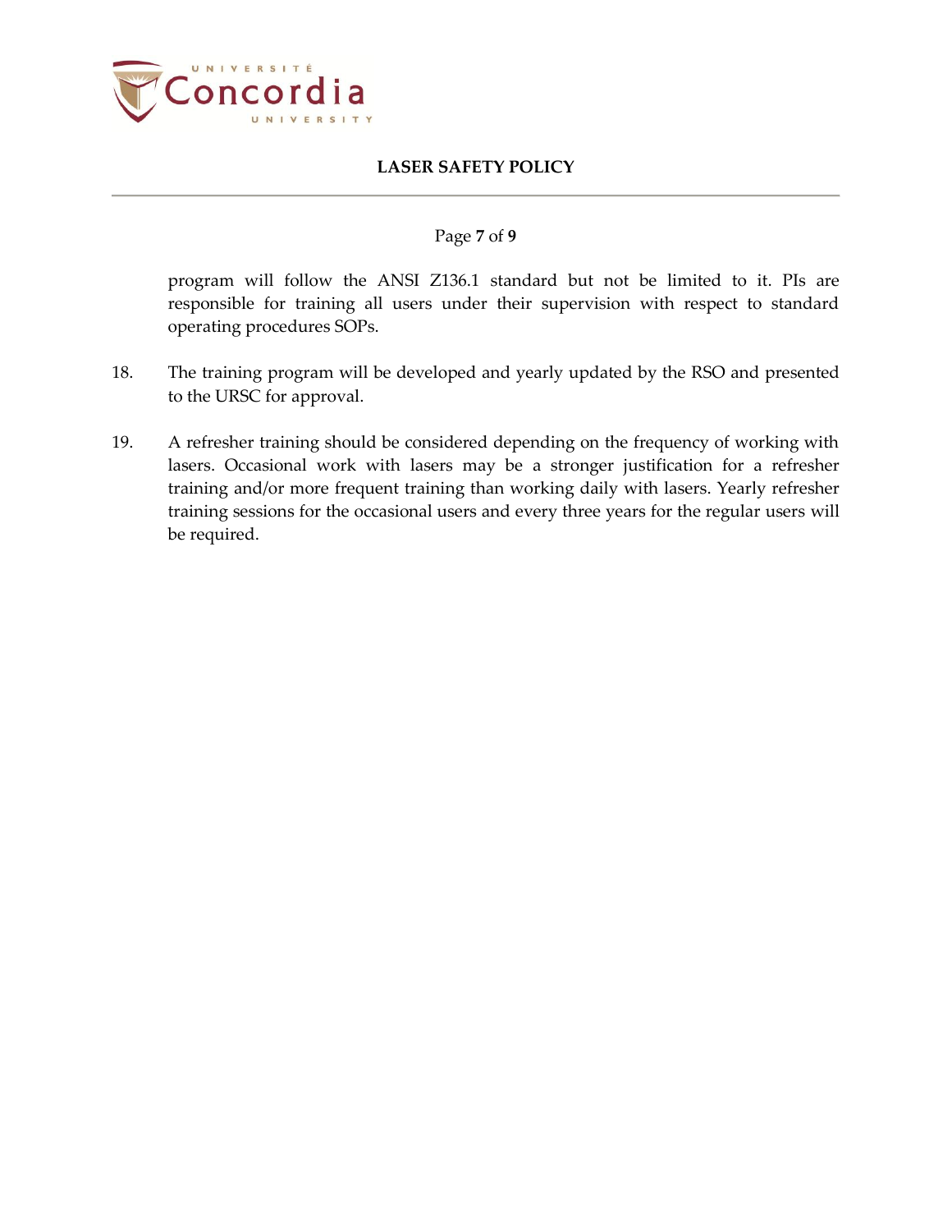program will follow the ANSI Z136.1 standard but not be limited to it. PIs are responsible for training all users under their supervision with respect to standard operating procedures SOPs.

18. The training program will be developed and yearly updated by the RSO and presented to the URSC for approval.

19. A refresher training should be considered depending on the frequency of working with lasers. Occasional work with lasers may be a stronger justification for a refresher training and/or more frequent training than working daily with lasers. Yearly refresher training sessions for the occasional users and every three years for the regular users will be required.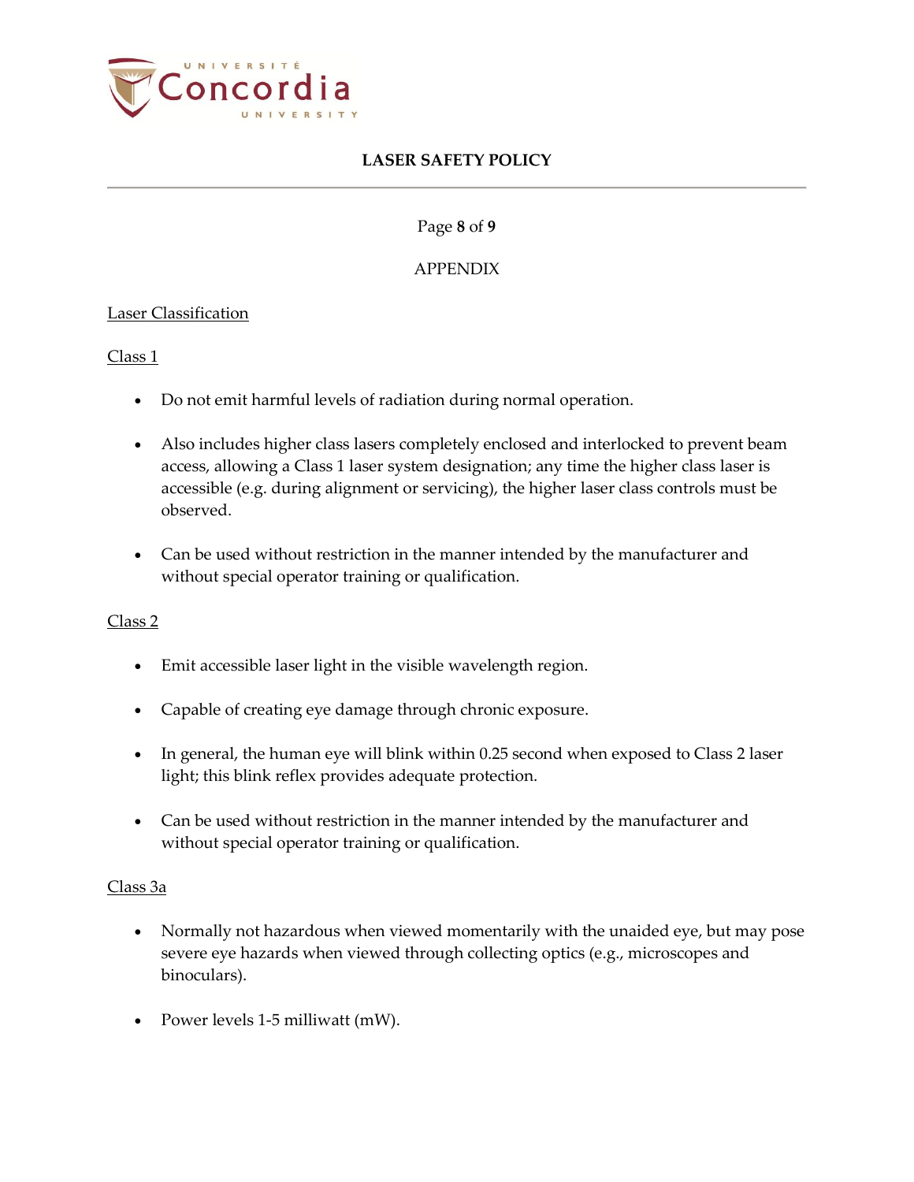## APPENDIX

### Laser Classification

#### Class 1

- Do not emit harmful levels of radiation during normal operation.
- Also includes higher class lasers completely enclosed and interlocked to prevent beam access, allowing a Class 1 laser system designation; any time the higher class laser is accessible (e.g. during alignment or servicing), the higher laser class controls must be observed.
- Can be used without restriction in the manner intended by the manufacturer and without special operator training or qualification.

#### Class 2

- Emit accessible laser light in the visible wavelength region.
- Capable of creating eye damage through chronic exposure.
- In general, the human eye will blink within 0.25 second when exposed to Class 2 laser light; this blink reflex provides adequate protection.
- Can be used without restriction in the manner intended by the manufacturer and without special operator training or qualification.

#### Class 3a

- Normally not hazardous when viewed momentarily with the unaided eye, but may pose severe eye hazards when viewed through collecting optics (e.g., microscopes and binoculars).
- Power levels 1-5 milliwatt (mW).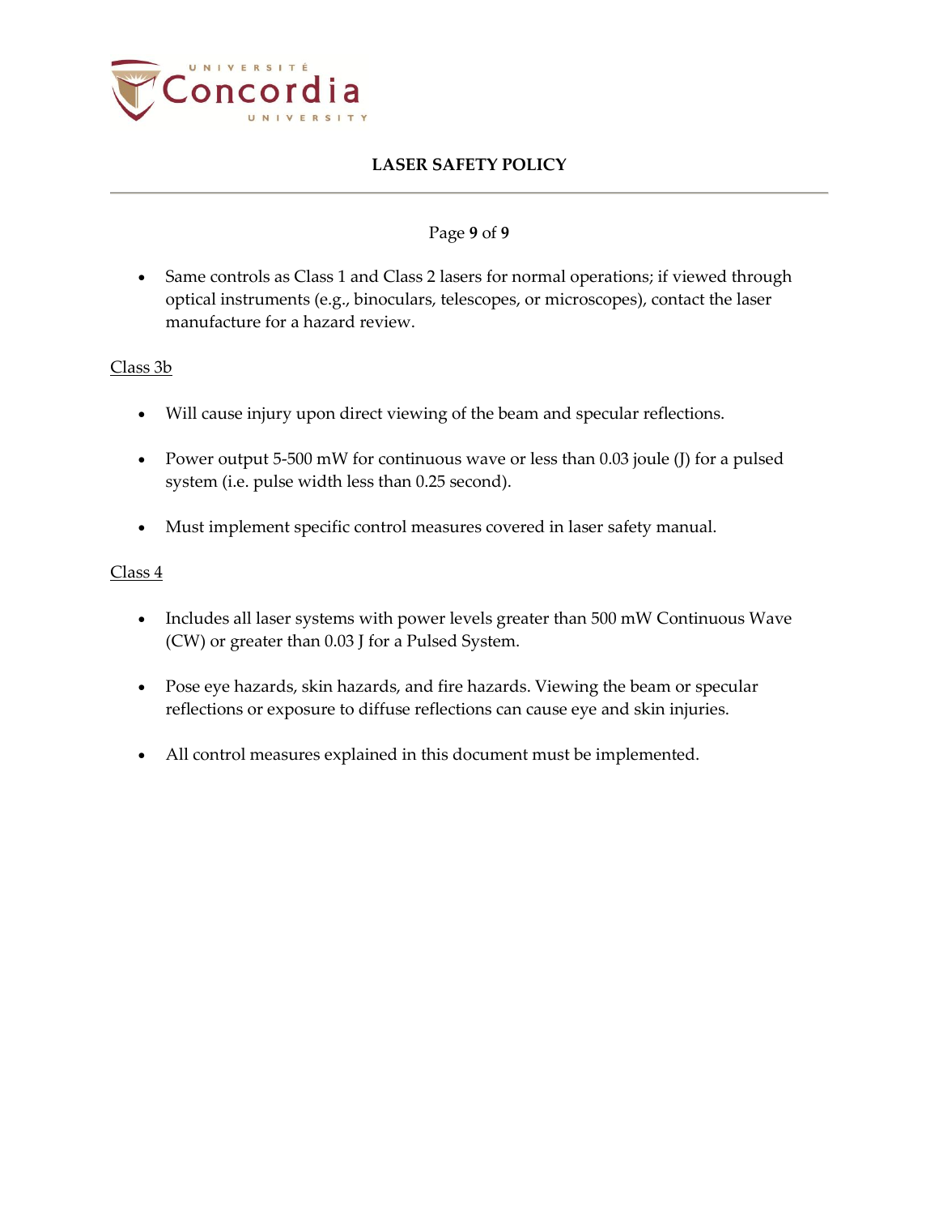- Same controls as Class 1 and Class 2 lasers for normal operations; if viewed through optical instruments (e.g., binoculars, telescopes, or microscopes), contact the laser manufacture for a hazard review.

Class 3b

- Will cause injury upon direct viewing of the beam and specular reflections.

- Power output 5-500 mW for continuous wave or less than 0.03 joule (J) for a pulsed system (i.e. pulse width less than 0.25 second).

- Must implement specific control measures covered in laser safety manual.

Class 4

- Includes all laser systems with power levels greater than 500 mW Continuous Wave (CW) or greater than 0.03 J for a Pulsed System.

- Pose eye hazards, skin hazards, and fire hazards. Viewing the beam or specular reflections or exposure to diffuse reflections can cause eye and skin injuries.

- All control measures explained in this document must be implemented.